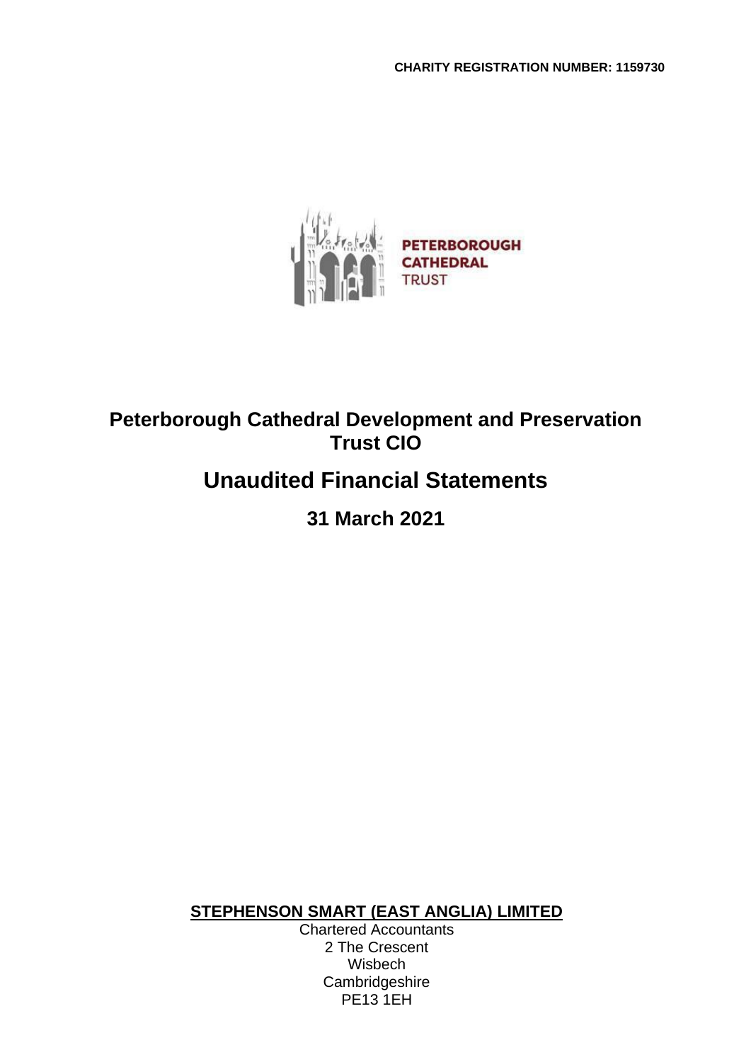**CHARITY REGISTRATION NUMBER: 1159730**

PETERBOROUGH CATHEDRAL TRUST

# Peterborough Cathedral Development and Preservation Trust CIO

# Unaudited Financial Statements

## 31 March 2021

**STEPHENSON SMART (EAST ANGLIA) LIMITED**

Chartered Accountants
2 The Crescent
Wisbech
Cambridgeshire
PE13 1EH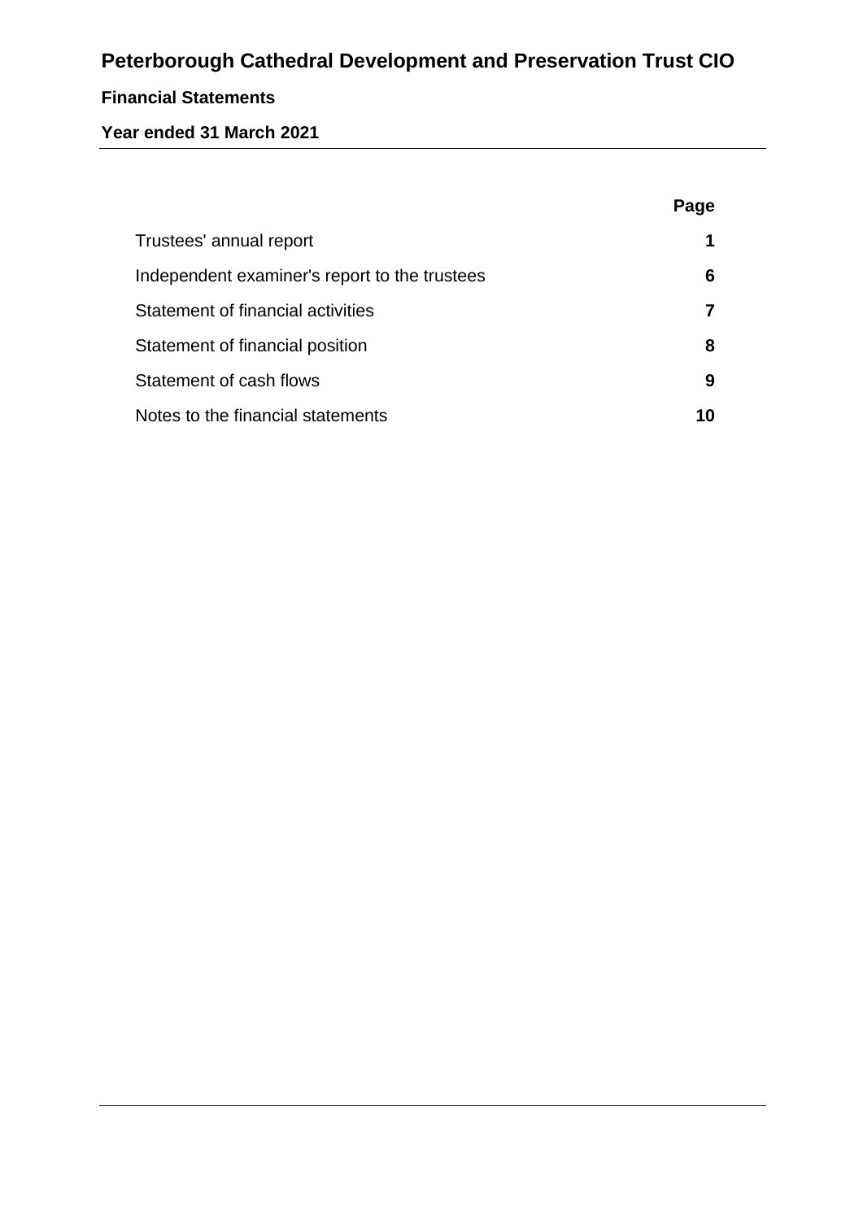# Peterborough Cathedral Development and Preservation Trust CIO

## Financial Statements

### Year ended 31 March 2021

| | Page |
|---|---|
| Trustees' annual report | **1** |
| Independent examiner's report to the trustees | **6** |
| Statement of financial activities | **7** |
| Statement of financial position | **8** |
| Statement of cash flows | **9** |
| Notes to the financial statements | **10** |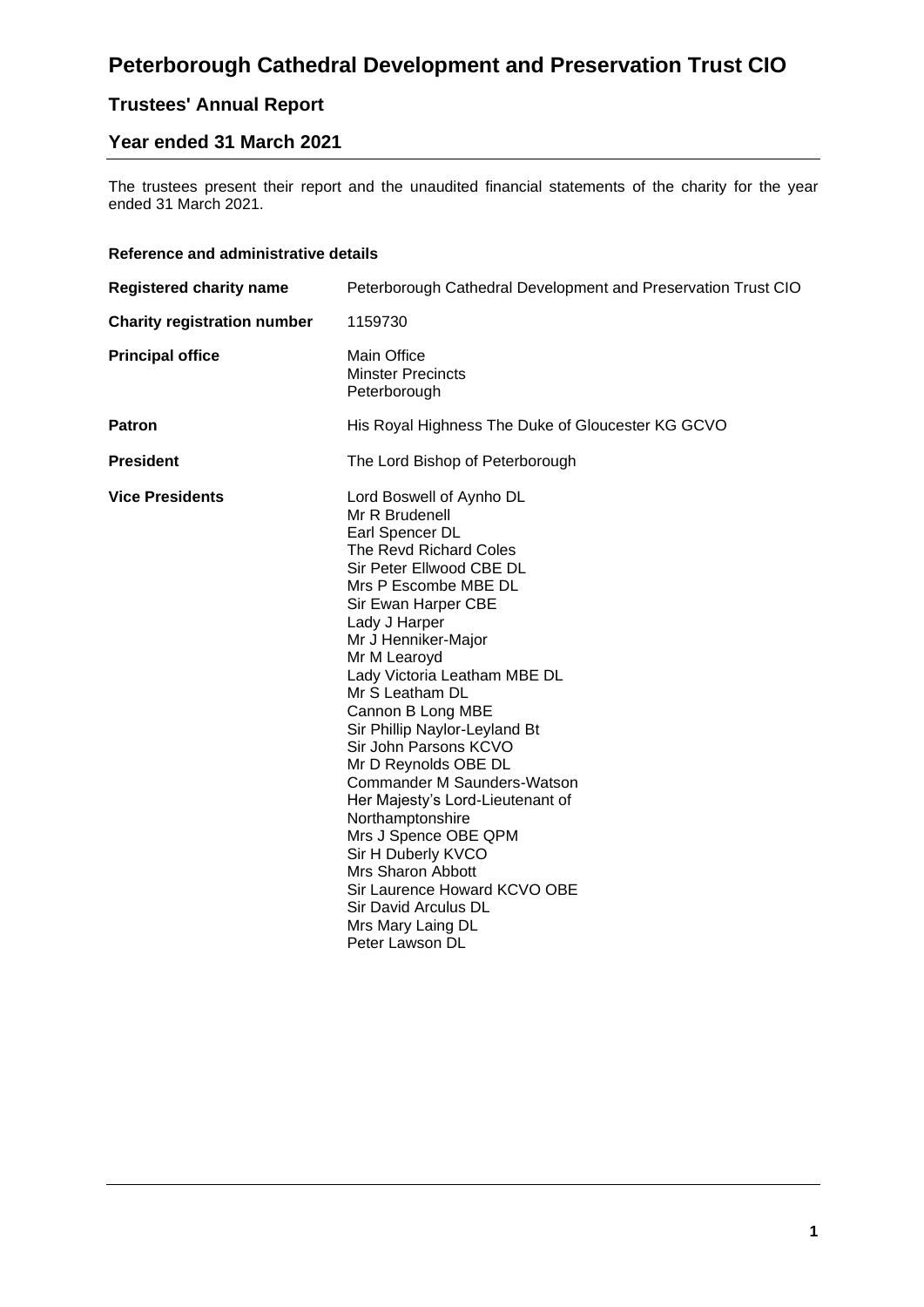# Peterborough Cathedral Development and Preservation Trust CIO

## Trustees' Annual Report

## Year ended 31 March 2021

The trustees present their report and the unaudited financial statements of the charity for the year ended 31 March 2021.

**Reference and administrative details**

| | |
|---|---|
| **Registered charity name** | Peterborough Cathedral Development and Preservation Trust CIO |
| **Charity registration number** | 1159730 |
| **Principal office** | Main Office<br>Minster Precincts<br>Peterborough |
| **Patron** | His Royal Highness The Duke of Gloucester KG GCVO |
| **President** | The Lord Bishop of Peterborough |
| **Vice Presidents** | Lord Boswell of Aynho DL<br>Mr R Brudenell<br>Earl Spencer DL<br>The Revd Richard Coles<br>Sir Peter Ellwood CBE DL<br>Mrs P Escombe MBE DL<br>Sir Ewan Harper CBE<br>Lady J Harper<br>Mr J Henniker-Major<br>Mr M Learoyd<br>Lady Victoria Leatham MBE DL<br>Mr S Leatham DL<br>Cannon B Long MBE<br>Sir Phillip Naylor-Leyland Bt<br>Sir John Parsons KCVO<br>Mr D Reynolds OBE DL<br>Commander M Saunders-Watson<br>Her Majesty's Lord-Lieutenant of Northamptonshire<br>Mrs J Spence OBE QPM<br>Sir H Duberly KVCO<br>Mrs Sharon Abbott<br>Sir Laurence Howard KCVO OBE<br>Sir David Arculus DL<br>Mrs Mary Laing DL<br>Peter Lawson DL |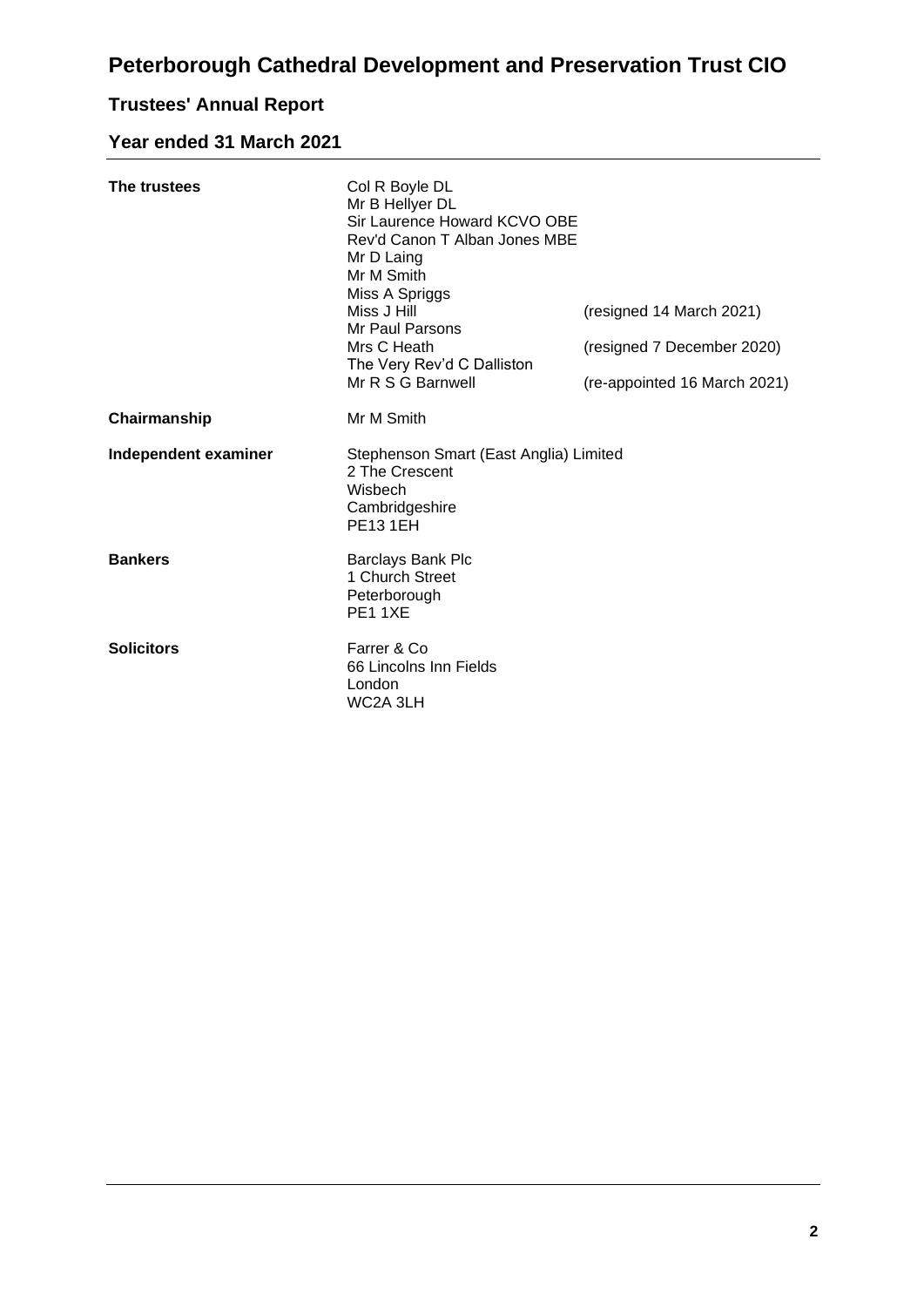# Peterborough Cathedral Development and Preservation Trust CIO

## Trustees' Annual Report

## Year ended 31 March 2021

| | | |
|---|---|---|
| **The trustees** | Col R Boyle DL | |
| | Mr B Hellyer DL | |
| | Sir Laurence Howard KCVO OBE | |
| | Rev'd Canon T Alban Jones MBE | |
| | Mr D Laing | |
| | Mr M Smith | |
| | Miss A Spriggs | |
| | Miss J Hill | (resigned 14 March 2021) |
| | Mr Paul Parsons | |
| | Mrs C Heath | (resigned 7 December 2020) |
| | The Very Rev'd C Dalliston | |
| | Mr R S G Barnwell | (re-appointed 16 March 2021) |
| **Chairmanship** | Mr M Smith | |
| **Independent examiner** | Stephenson Smart (East Anglia) Limited<br>2 The Crescent<br>Wisbech<br>Cambridgeshire<br>PE13 1EH | |
| **Bankers** | Barclays Bank Plc<br>1 Church Street<br>Peterborough<br>PE1 1XE | |
| **Solicitors** | Farrer & Co<br>66 Lincolns Inn Fields<br>London<br>WC2A 3LH | |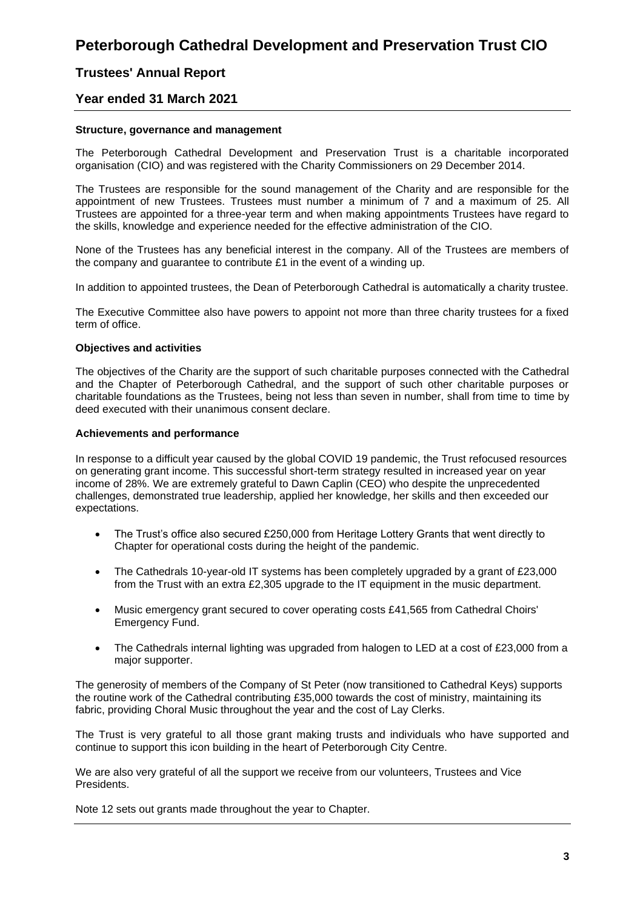## Structure, governance and management

The Peterborough Cathedral Development and Preservation Trust is a charitable incorporated organisation (CIO) and was registered with the Charity Commissioners on 29 December 2014.

The Trustees are responsible for the sound management of the Charity and are responsible for the appointment of new Trustees. Trustees must number a minimum of 7 and a maximum of 25. All Trustees are appointed for a three-year term and when making appointments Trustees have regard to the skills, knowledge and experience needed for the effective administration of the CIO.

None of the Trustees has any beneficial interest in the company. All of the Trustees are members of the company and guarantee to contribute £1 in the event of a winding up.

In addition to appointed trustees, the Dean of Peterborough Cathedral is automatically a charity trustee.

The Executive Committee also have powers to appoint not more than three charity trustees for a fixed term of office.

## Objectives and activities

The objectives of the Charity are the support of such charitable purposes connected with the Cathedral and the Chapter of Peterborough Cathedral, and the support of such other charitable purposes or charitable foundations as the Trustees, being not less than seven in number, shall from time to time by deed executed with their unanimous consent declare.

## Achievements and performance

In response to a difficult year caused by the global COVID 19 pandemic, the Trust refocused resources on generating grant income. This successful short-term strategy resulted in increased year on year income of 28%. We are extremely grateful to Dawn Caplin (CEO) who despite the unprecedented challenges, demonstrated true leadership, applied her knowledge, her skills and then exceeded our expectations.

- The Trust's office also secured £250,000 from Heritage Lottery Grants that went directly to Chapter for operational costs during the height of the pandemic.
- The Cathedrals 10-year-old IT systems has been completely upgraded by a grant of £23,000 from the Trust with an extra £2,305 upgrade to the IT equipment in the music department.
- Music emergency grant secured to cover operating costs £41,565 from Cathedral Choirs' Emergency Fund.
- The Cathedrals internal lighting was upgraded from halogen to LED at a cost of £23,000 from a major supporter.

The generosity of members of the Company of St Peter (now transitioned to Cathedral Keys) supports the routine work of the Cathedral contributing £35,000 towards the cost of ministry, maintaining its fabric, providing Choral Music throughout the year and the cost of Lay Clerks.

The Trust is very grateful to all those grant making trusts and individuals who have supported and continue to support this icon building in the heart of Peterborough City Centre.

We are also very grateful of all the support we receive from our volunteers, Trustees and Vice Presidents.

Note 12 sets out grants made throughout the year to Chapter.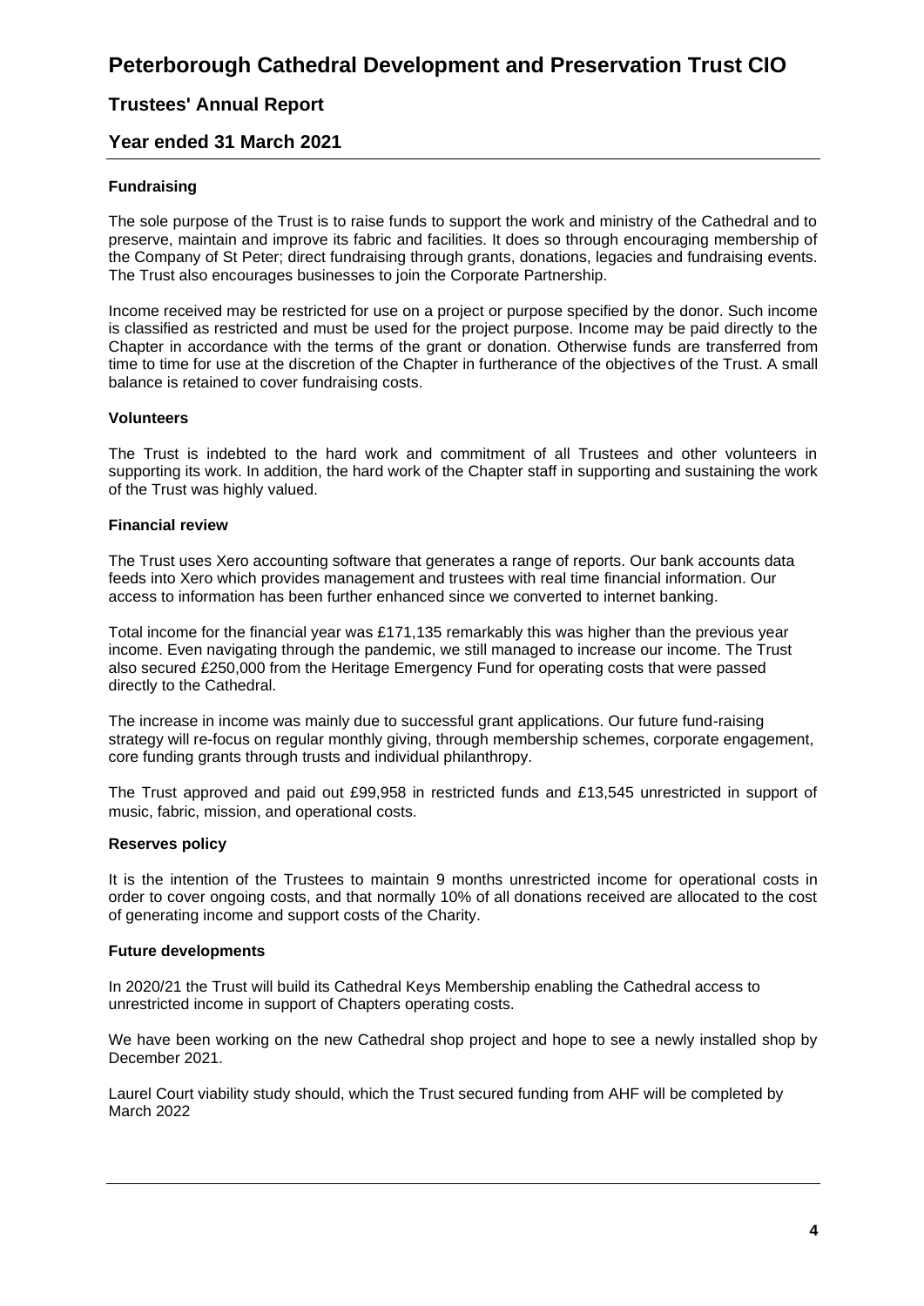#### Fundraising

The sole purpose of the Trust is to raise funds to support the work and ministry of the Cathedral and to preserve, maintain and improve its fabric and facilities. It does so through encouraging membership of the Company of St Peter; direct fundraising through grants, donations, legacies and fundraising events. The Trust also encourages businesses to join the Corporate Partnership.

Income received may be restricted for use on a project or purpose specified by the donor. Such income is classified as restricted and must be used for the project purpose. Income may be paid directly to the Chapter in accordance with the terms of the grant or donation. Otherwise funds are transferred from time to time for use at the discretion of the Chapter in furtherance of the objectives of the Trust. A small balance is retained to cover fundraising costs.

#### Volunteers

The Trust is indebted to the hard work and commitment of all Trustees and other volunteers in supporting its work. In addition, the hard work of the Chapter staff in supporting and sustaining the work of the Trust was highly valued.

#### Financial review

The Trust uses Xero accounting software that generates a range of reports. Our bank accounts data feeds into Xero which provides management and trustees with real time financial information. Our access to information has been further enhanced since we converted to internet banking.

Total income for the financial year was £171,135 remarkably this was higher than the previous year income. Even navigating through the pandemic, we still managed to increase our income. The Trust also secured £250,000 from the Heritage Emergency Fund for operating costs that were passed directly to the Cathedral.

The increase in income was mainly due to successful grant applications. Our future fund-raising strategy will re-focus on regular monthly giving, through membership schemes, corporate engagement, core funding grants through trusts and individual philanthropy.

The Trust approved and paid out £99,958 in restricted funds and £13,545 unrestricted in support of music, fabric, mission, and operational costs.

#### Reserves policy

It is the intention of the Trustees to maintain 9 months unrestricted income for operational costs in order to cover ongoing costs, and that normally 10% of all donations received are allocated to the cost of generating income and support costs of the Charity.

#### Future developments

In 2020/21 the Trust will build its Cathedral Keys Membership enabling the Cathedral access to unrestricted income in support of Chapters operating costs.

We have been working on the new Cathedral shop project and hope to see a newly installed shop by December 2021.

Laurel Court viability study should, which the Trust secured funding from AHF will be completed by March 2022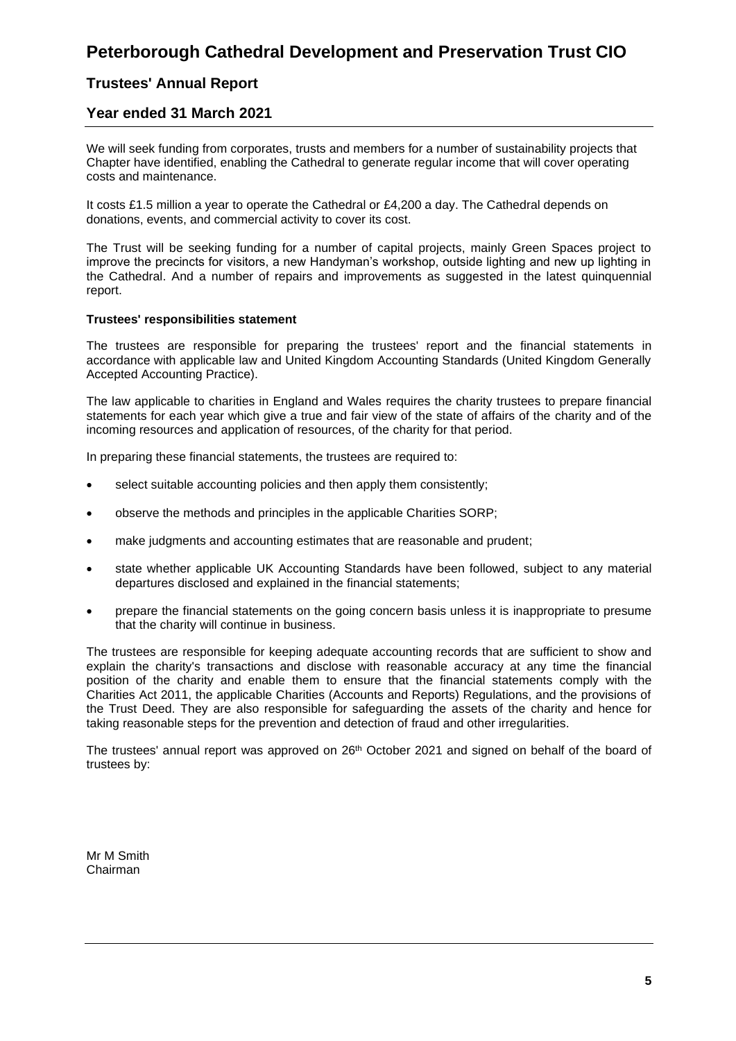We will seek funding from corporates, trusts and members for a number of sustainability projects that Chapter have identified, enabling the Cathedral to generate regular income that will cover operating costs and maintenance.

It costs £1.5 million a year to operate the Cathedral or £4,200 a day. The Cathedral depends on donations, events, and commercial activity to cover its cost.

The Trust will be seeking funding for a number of capital projects, mainly Green Spaces project to improve the precincts for visitors, a new Handyman's workshop, outside lighting and new up lighting in the Cathedral. And a number of repairs and improvements as suggested in the latest quinquennial report.

**Trustees' responsibilities statement**

The trustees are responsible for preparing the trustees' report and the financial statements in accordance with applicable law and United Kingdom Accounting Standards (United Kingdom Generally Accepted Accounting Practice).

The law applicable to charities in England and Wales requires the charity trustees to prepare financial statements for each year which give a true and fair view of the state of affairs of the charity and of the incoming resources and application of resources, of the charity for that period.

In preparing these financial statements, the trustees are required to:

- select suitable accounting policies and then apply them consistently;
- observe the methods and principles in the applicable Charities SORP;
- make judgments and accounting estimates that are reasonable and prudent;
- state whether applicable UK Accounting Standards have been followed, subject to any material departures disclosed and explained in the financial statements;
- prepare the financial statements on the going concern basis unless it is inappropriate to presume that the charity will continue in business.

The trustees are responsible for keeping adequate accounting records that are sufficient to show and explain the charity's transactions and disclose with reasonable accuracy at any time the financial position of the charity and enable them to ensure that the financial statements comply with the Charities Act 2011, the applicable Charities (Accounts and Reports) Regulations, and the provisions of the Trust Deed. They are also responsible for safeguarding the assets of the charity and hence for taking reasonable steps for the prevention and detection of fraud and other irregularities.

The trustees' annual report was approved on 26th October 2021 and signed on behalf of the board of trustees by:

Mr M Smith
Chairman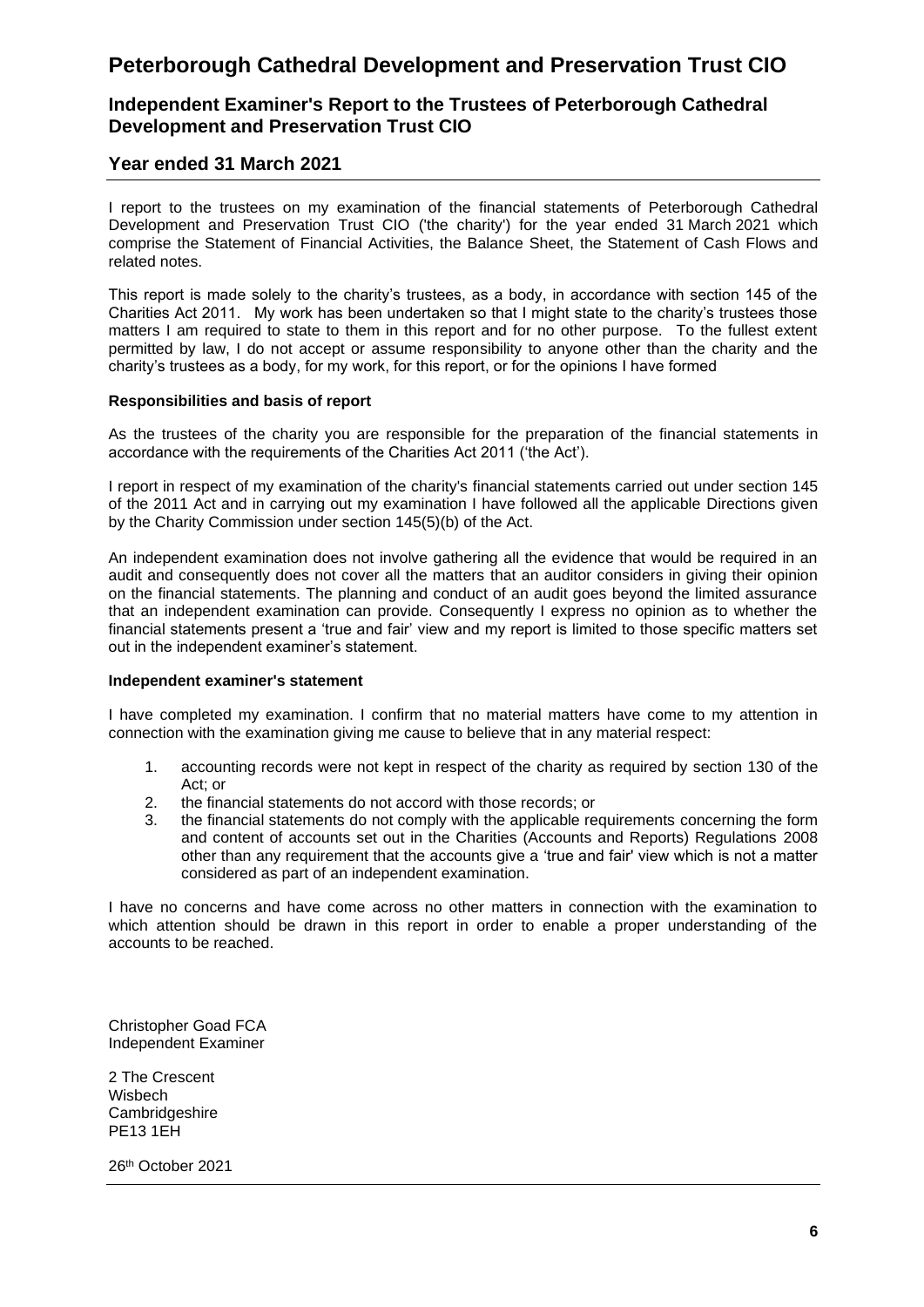# Peterborough Cathedral Development and Preservation Trust CIO

## Independent Examiner's Report to the Trustees of Peterborough Cathedral Development and Preservation Trust CIO

## Year ended 31 March 2021

I report to the trustees on my examination of the financial statements of Peterborough Cathedral Development and Preservation Trust CIO ('the charity') for the year ended 31 March 2021 which comprise the Statement of Financial Activities, the Balance Sheet, the Statement of Cash Flows and related notes.

This report is made solely to the charity's trustees, as a body, in accordance with section 145 of the Charities Act 2011. My work has been undertaken so that I might state to the charity's trustees those matters I am required to state to them in this report and for no other purpose. To the fullest extent permitted by law, I do not accept or assume responsibility to anyone other than the charity and the charity's trustees as a body, for my work, for this report, or for the opinions I have formed

**Responsibilities and basis of report**

As the trustees of the charity you are responsible for the preparation of the financial statements in accordance with the requirements of the Charities Act 2011 ('the Act').

I report in respect of my examination of the charity's financial statements carried out under section 145 of the 2011 Act and in carrying out my examination I have followed all the applicable Directions given by the Charity Commission under section 145(5)(b) of the Act.

An independent examination does not involve gathering all the evidence that would be required in an audit and consequently does not cover all the matters that an auditor considers in giving their opinion on the financial statements. The planning and conduct of an audit goes beyond the limited assurance that an independent examination can provide. Consequently I express no opinion as to whether the financial statements present a 'true and fair' view and my report is limited to those specific matters set out in the independent examiner's statement.

**Independent examiner's statement**

I have completed my examination. I confirm that no material matters have come to my attention in connection with the examination giving me cause to believe that in any material respect:

1. accounting records were not kept in respect of the charity as required by section 130 of the Act; or
2. the financial statements do not accord with those records; or
3. the financial statements do not comply with the applicable requirements concerning the form and content of accounts set out in the Charities (Accounts and Reports) Regulations 2008 other than any requirement that the accounts give a 'true and fair' view which is not a matter considered as part of an independent examination.

I have no concerns and have come across no other matters in connection with the examination to which attention should be drawn in this report in order to enable a proper understanding of the accounts to be reached.

Christopher Goad FCA
Independent Examiner

2 The Crescent
Wisbech
Cambridgeshire
PE13 1EH

26th October 2021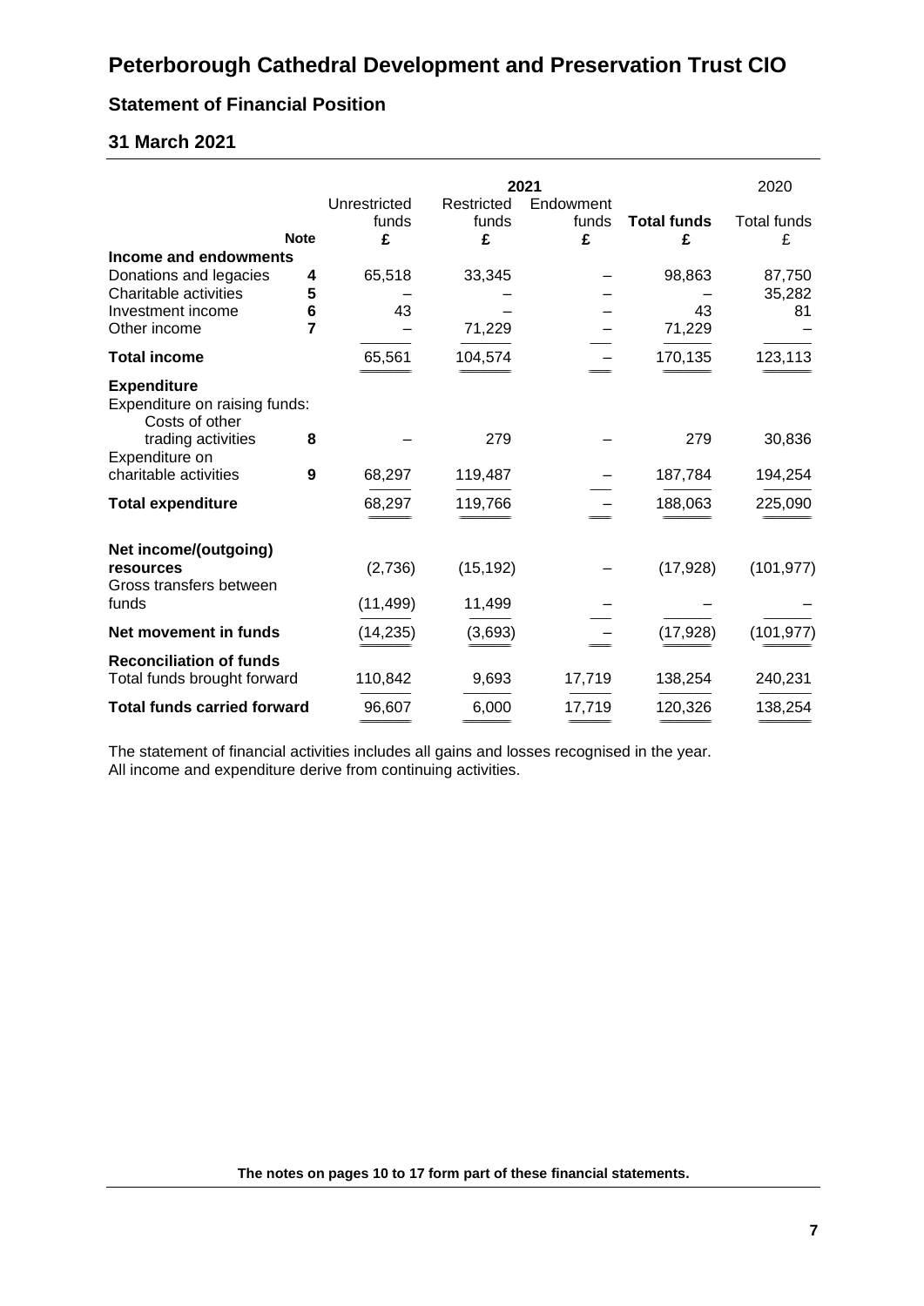# Peterborough Cathedral Development and Preservation Trust CIO

## Statement of Financial Position

## 31 March 2021

| | Note | 2021 Unrestricted funds £ | 2021 Restricted funds £ | 2021 Endowment funds £ | 2021 **Total funds** £ | 2020 Total funds £ |
|---|---|---|---|---|---|---|
| **Income and endowments** | | | | | | |
| Donations and legacies | 4 | 65,518 | 33,345 | – | 98,863 | 87,750 |
| Charitable activities | 5 | – | – | – | – | 35,282 |
| Investment income | 6 | 43 | – | – | 43 | 81 |
| Other income | 7 | – | 71,229 | – | 71,229 | – |
| **Total income** | | 65,561 | 104,574 | – | 170,135 | 123,113 |
| **Expenditure** | | | | | | |
| Expenditure on raising funds: Costs of other trading activities | 8 | – | 279 | – | 279 | 30,836 |
| Expenditure on charitable activities | 9 | 68,297 | 119,487 | – | 187,784 | 194,254 |
| **Total expenditure** | | 68,297 | 119,766 | – | 188,063 | 225,090 |
| **Net income/(outgoing) resources** | | (2,736) | (15,192) | – | (17,928) | (101,977) |
| Gross transfers between funds | | (11,499) | 11,499 | – | – | – |
| **Net movement in funds** | | (14,235) | (3,693) | – | (17,928) | (101,977) |
| **Reconciliation of funds** | | | | | | |
| Total funds brought forward | | 110,842 | 9,693 | 17,719 | 138,254 | 240,231 |
| **Total funds carried forward** | | 96,607 | 6,000 | 17,719 | 120,326 | 138,254 |

The statement of financial activities includes all gains and losses recognised in the year.
All income and expenditure derive from continuing activities.

**The notes on pages 10 to 17 form part of these financial statements.**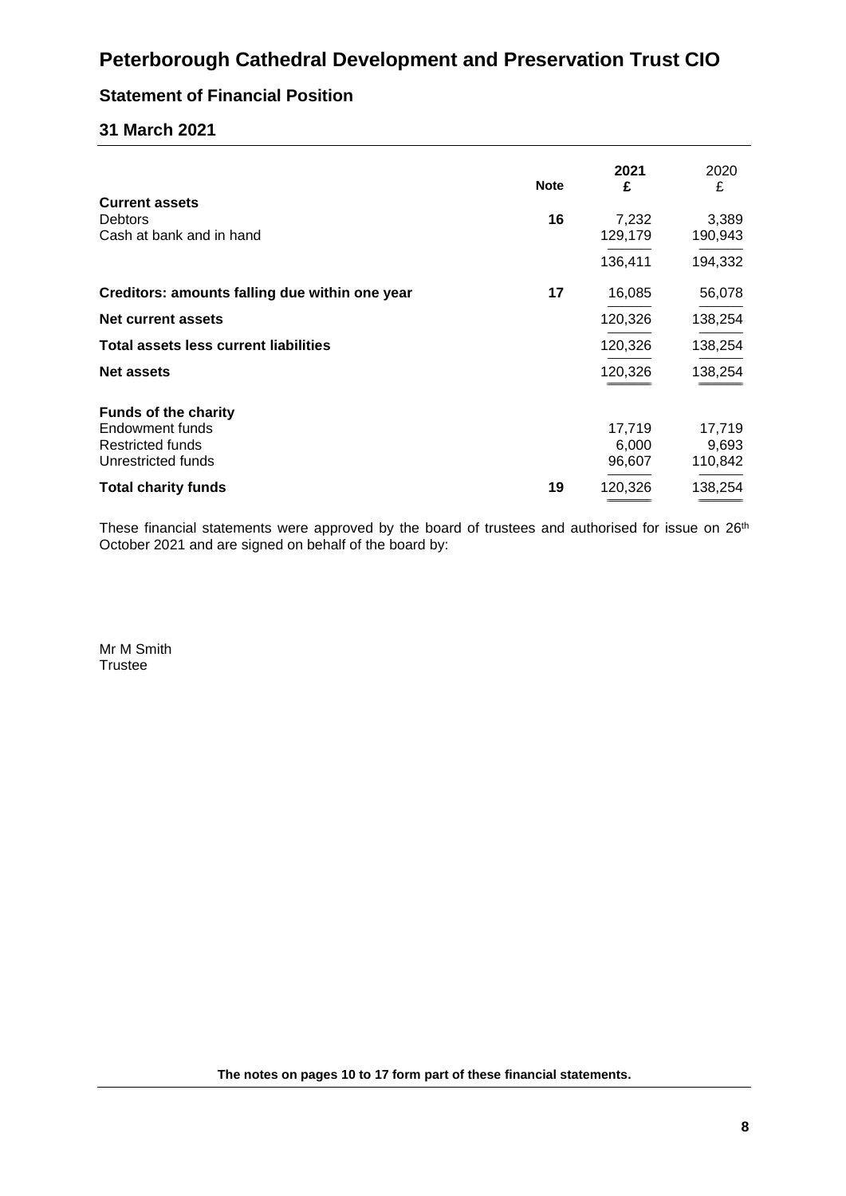# Peterborough Cathedral Development and Preservation Trust CIO

## Statement of Financial Position

## 31 March 2021

| | Note | 2021 £ | 2020 £ |
|---|---|---|---|
| **Current assets** | | | |
| Debtors | 16 | 7,232 | 3,389 |
| Cash at bank and in hand | | 129,179 | 190,943 |
| | | 136,411 | 194,332 |
| **Creditors: amounts falling due within one year** | 17 | 16,085 | 56,078 |
| **Net current assets** | | 120,326 | 138,254 |
| **Total assets less current liabilities** | | 120,326 | 138,254 |
| **Net assets** | | 120,326 | 138,254 |
| **Funds of the charity** | | | |
| Endowment funds | | 17,719 | 17,719 |
| Restricted funds | | 6,000 | 9,693 |
| Unrestricted funds | | 96,607 | 110,842 |
| **Total charity funds** | 19 | 120,326 | 138,254 |

These financial statements were approved by the board of trustees and authorised for issue on 26th October 2021 and are signed on behalf of the board by:

Mr M Smith
Trustee

**The notes on pages 10 to 17 form part of these financial statements.**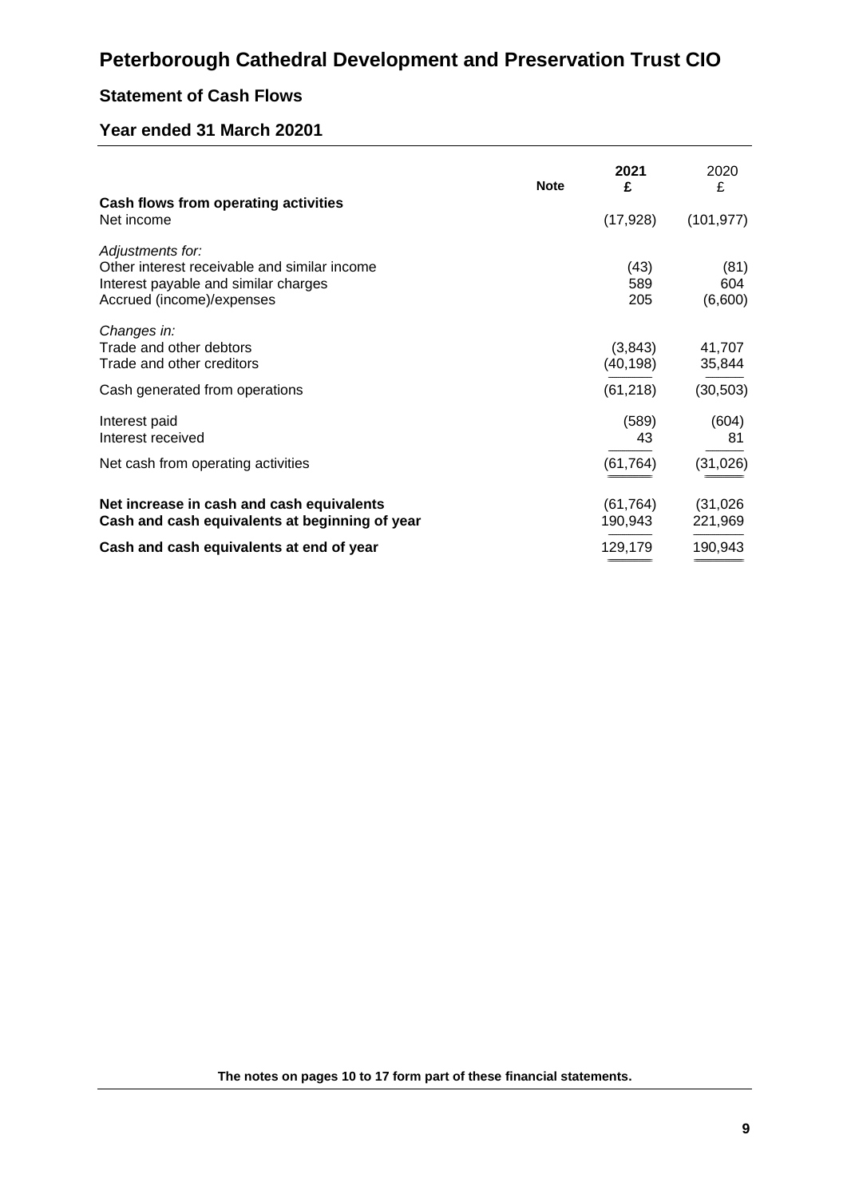# Peterborough Cathedral Development and Preservation Trust CIO

## Statement of Cash Flows

## Year ended 31 March 20201

| | Note | 2021 £ | 2020 £ |
|---|---|---|---|
| **Cash flows from operating activities** | | | |
| Net income | | (17,928) | (101,977) |
| *Adjustments for:* | | | |
| Other interest receivable and similar income | | (43) | (81) |
| Interest payable and similar charges | | 589 | 604 |
| Accrued (income)/expenses | | 205 | (6,600) |
| *Changes in:* | | | |
| Trade and other debtors | | (3,843) | 41,707 |
| Trade and other creditors | | (40,198) | 35,844 |
| Cash generated from operations | | (61,218) | (30,503) |
| Interest paid | | (589) | (604) |
| Interest received | | 43 | 81 |
| Net cash from operating activities | | (61,764) | (31,026) |
| **Net increase in cash and cash equivalents** | | (61,764) | (31,026 |
| **Cash and cash equivalents at beginning of year** | | 190,943 | 221,969 |
| **Cash and cash equivalents at end of year** | | 129,179 | 190,943 |

**The notes on pages 10 to 17 form part of these financial statements.**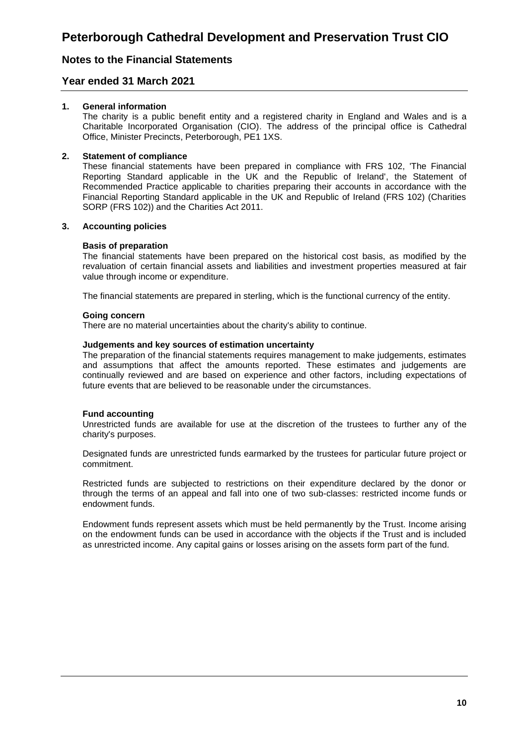# Peterborough Cathedral Development and Preservation Trust CIO

## Notes to the Financial Statements

## Year ended 31 March 2021

**1. General information**

The charity is a public benefit entity and a registered charity in England and Wales and is a Charitable Incorporated Organisation (CIO). The address of the principal office is Cathedral Office, Minister Precincts, Peterborough, PE1 1XS.

**2. Statement of compliance**

These financial statements have been prepared in compliance with FRS 102, 'The Financial Reporting Standard applicable in the UK and the Republic of Ireland', the Statement of Recommended Practice applicable to charities preparing their accounts in accordance with the Financial Reporting Standard applicable in the UK and Republic of Ireland (FRS 102) (Charities SORP (FRS 102)) and the Charities Act 2011.

**3. Accounting policies**

**Basis of preparation**

The financial statements have been prepared on the historical cost basis, as modified by the revaluation of certain financial assets and liabilities and investment properties measured at fair value through income or expenditure.

The financial statements are prepared in sterling, which is the functional currency of the entity.

**Going concern**

There are no material uncertainties about the charity's ability to continue.

**Judgements and key sources of estimation uncertainty**

The preparation of the financial statements requires management to make judgements, estimates and assumptions that affect the amounts reported. These estimates and judgements are continually reviewed and are based on experience and other factors, including expectations of future events that are believed to be reasonable under the circumstances.

**Fund accounting**

Unrestricted funds are available for use at the discretion of the trustees to further any of the charity's purposes.

Designated funds are unrestricted funds earmarked by the trustees for particular future project or commitment.

Restricted funds are subjected to restrictions on their expenditure declared by the donor or through the terms of an appeal and fall into one of two sub-classes: restricted income funds or endowment funds.

Endowment funds represent assets which must be held permanently by the Trust. Income arising on the endowment funds can be used in accordance with the objects if the Trust and is included as unrestricted income. Any capital gains or losses arising on the assets form part of the fund.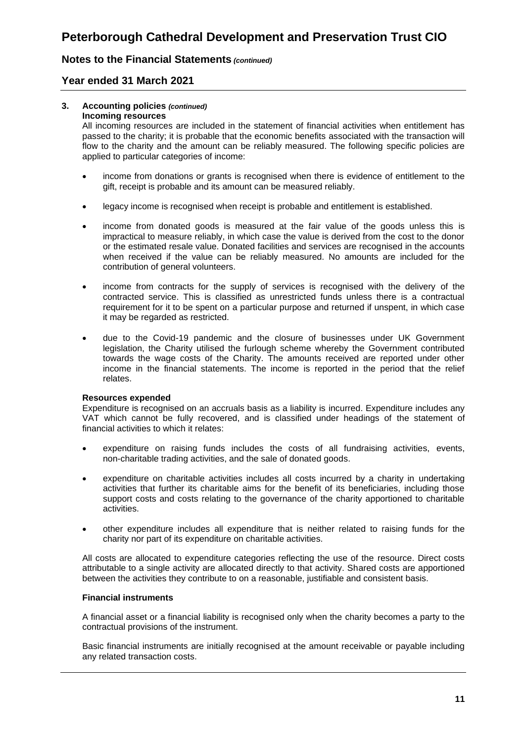## 3. Accounting policies *(continued)*

### Incoming resources

All incoming resources are included in the statement of financial activities when entitlement has passed to the charity; it is probable that the economic benefits associated with the transaction will flow to the charity and the amount can be reliably measured. The following specific policies are applied to particular categories of income:

- income from donations or grants is recognised when there is evidence of entitlement to the gift, receipt is probable and its amount can be measured reliably.
- legacy income is recognised when receipt is probable and entitlement is established.
- income from donated goods is measured at the fair value of the goods unless this is impractical to measure reliably, in which case the value is derived from the cost to the donor or the estimated resale value. Donated facilities and services are recognised in the accounts when received if the value can be reliably measured. No amounts are included for the contribution of general volunteers.
- income from contracts for the supply of services is recognised with the delivery of the contracted service. This is classified as unrestricted funds unless there is a contractual requirement for it to be spent on a particular purpose and returned if unspent, in which case it may be regarded as restricted.
- due to the Covid-19 pandemic and the closure of businesses under UK Government legislation, the Charity utilised the furlough scheme whereby the Government contributed towards the wage costs of the Charity. The amounts received are reported under other income in the financial statements. The income is reported in the period that the relief relates.

### Resources expended

Expenditure is recognised on an accruals basis as a liability is incurred. Expenditure includes any VAT which cannot be fully recovered, and is classified under headings of the statement of financial activities to which it relates:

- expenditure on raising funds includes the costs of all fundraising activities, events, non-charitable trading activities, and the sale of donated goods.
- expenditure on charitable activities includes all costs incurred by a charity in undertaking activities that further its charitable aims for the benefit of its beneficiaries, including those support costs and costs relating to the governance of the charity apportioned to charitable activities.
- other expenditure includes all expenditure that is neither related to raising funds for the charity nor part of its expenditure on charitable activities.

All costs are allocated to expenditure categories reflecting the use of the resource. Direct costs attributable to a single activity are allocated directly to that activity. Shared costs are apportioned between the activities they contribute to on a reasonable, justifiable and consistent basis.

### Financial instruments

A financial asset or a financial liability is recognised only when the charity becomes a party to the contractual provisions of the instrument.

Basic financial instruments are initially recognised at the amount receivable or payable including any related transaction costs.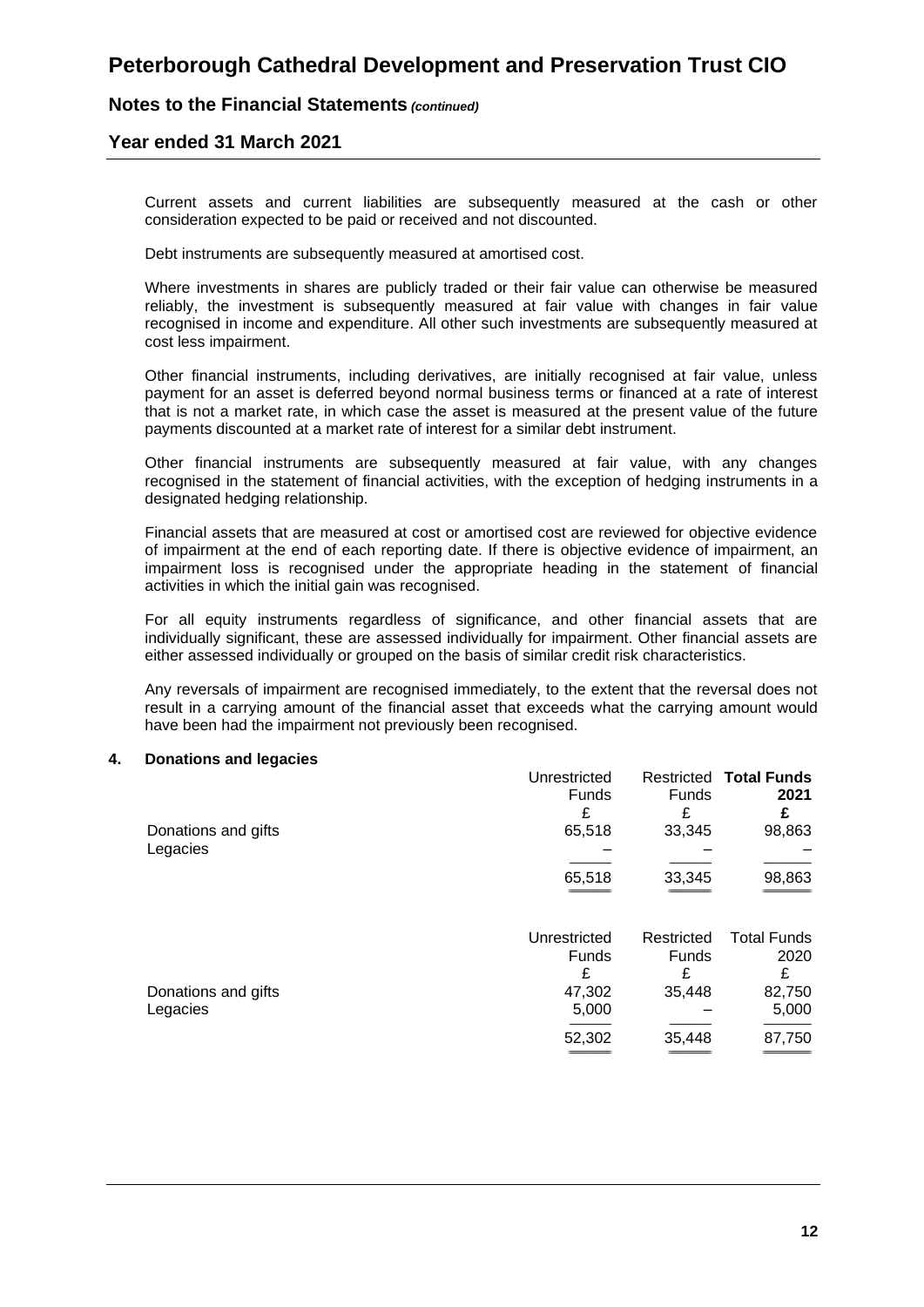Current assets and current liabilities are subsequently measured at the cash or other consideration expected to be paid or received and not discounted.

Debt instruments are subsequently measured at amortised cost.

Where investments in shares are publicly traded or their fair value can otherwise be measured reliably, the investment is subsequently measured at fair value with changes in fair value recognised in income and expenditure. All other such investments are subsequently measured at cost less impairment.

Other financial instruments, including derivatives, are initially recognised at fair value, unless payment for an asset is deferred beyond normal business terms or financed at a rate of interest that is not a market rate, in which case the asset is measured at the present value of the future payments discounted at a market rate of interest for a similar debt instrument.

Other financial instruments are subsequently measured at fair value, with any changes recognised in the statement of financial activities, with the exception of hedging instruments in a designated hedging relationship.

Financial assets that are measured at cost or amortised cost are reviewed for objective evidence of impairment at the end of each reporting date. If there is objective evidence of impairment, an impairment loss is recognised under the appropriate heading in the statement of financial activities in which the initial gain was recognised.

For all equity instruments regardless of significance, and other financial assets that are individually significant, these are assessed individually for impairment. Other financial assets are either assessed individually or grouped on the basis of similar credit risk characteristics.

Any reversals of impairment are recognised immediately, to the extent that the reversal does not result in a carrying amount of the financial asset that exceeds what the carrying amount would have been had the impairment not previously been recognised.

## 4. Donations and legacies

| | Unrestricted Funds £ | Restricted Funds £ | **Total Funds 2021 £** |
|---|---|---|---|
| Donations and gifts | 65,518 | 33,345 | 98,863 |
| Legacies | – | – | – |
| | 65,518 | 33,345 | 98,863 |

| | Unrestricted Funds £ | Restricted Funds £ | Total Funds 2020 £ |
|---|---|---|---|
| Donations and gifts | 47,302 | 35,448 | 82,750 |
| Legacies | 5,000 | – | 5,000 |
| | 52,302 | 35,448 | 87,750 |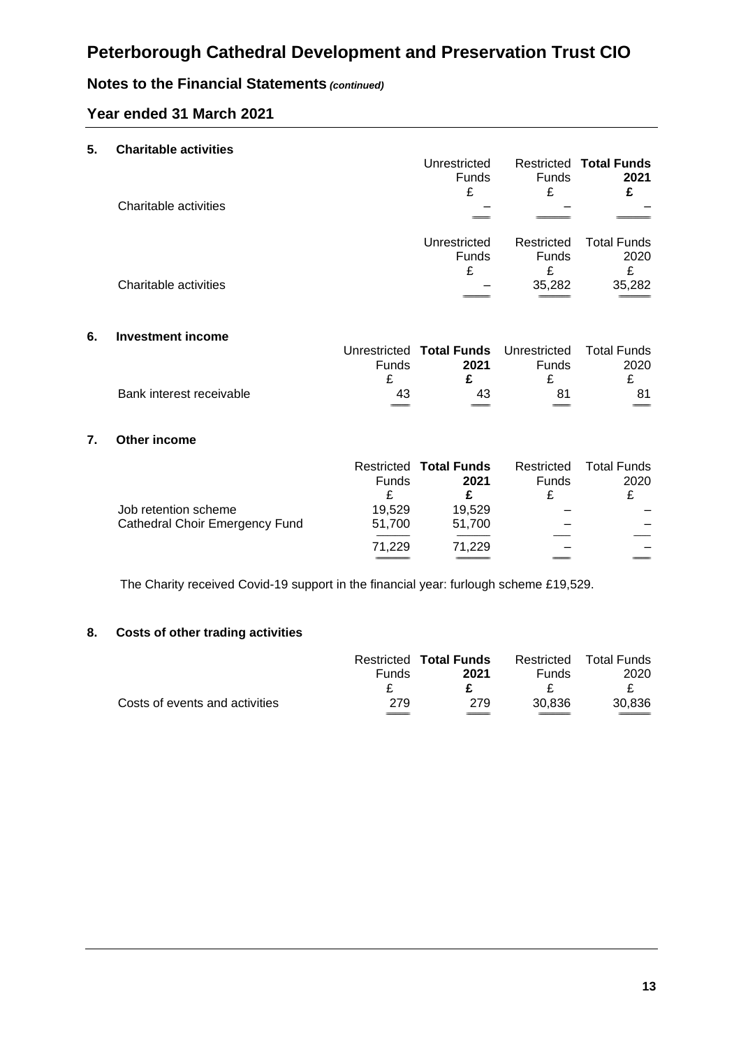# Peterborough Cathedral Development and Preservation Trust CIO

## Notes to the Financial Statements *(continued)*

## Year ended 31 March 2021

### 5. Charitable activities

| | Unrestricted Funds £ | Restricted Funds £ | **Total Funds 2021 £** |
|---|---|---|---|
| Charitable activities | – | – | – |

| | Unrestricted Funds £ | Restricted Funds £ | Total Funds 2020 £ |
|---|---|---|---|
| Charitable activities | – | 35,282 | 35,282 |

### 6. Investment income

| | Unrestricted Funds £ | **Total Funds 2021 £** | Unrestricted Funds £ | Total Funds 2020 £ |
|---|---|---|---|---|
| Bank interest receivable | 43 | 43 | 81 | 81 |

### 7. Other income

| | Restricted Funds £ | **Total Funds 2021 £** | Restricted Funds £ | Total Funds 2020 £ |
|---|---|---|---|---|
| Job retention scheme | 19,529 | 19,529 | – | – |
| Cathedral Choir Emergency Fund | 51,700 | 51,700 | – | – |
| | 71,229 | 71,229 | – | – |

The Charity received Covid-19 support in the financial year: furlough scheme £19,529.

### 8. Costs of other trading activities

| | Restricted Funds £ | **Total Funds 2021 £** | Restricted Funds £ | Total Funds 2020 £ |
|---|---|---|---|---|
| Costs of events and activities | 279 | 279 | 30,836 | 30,836 |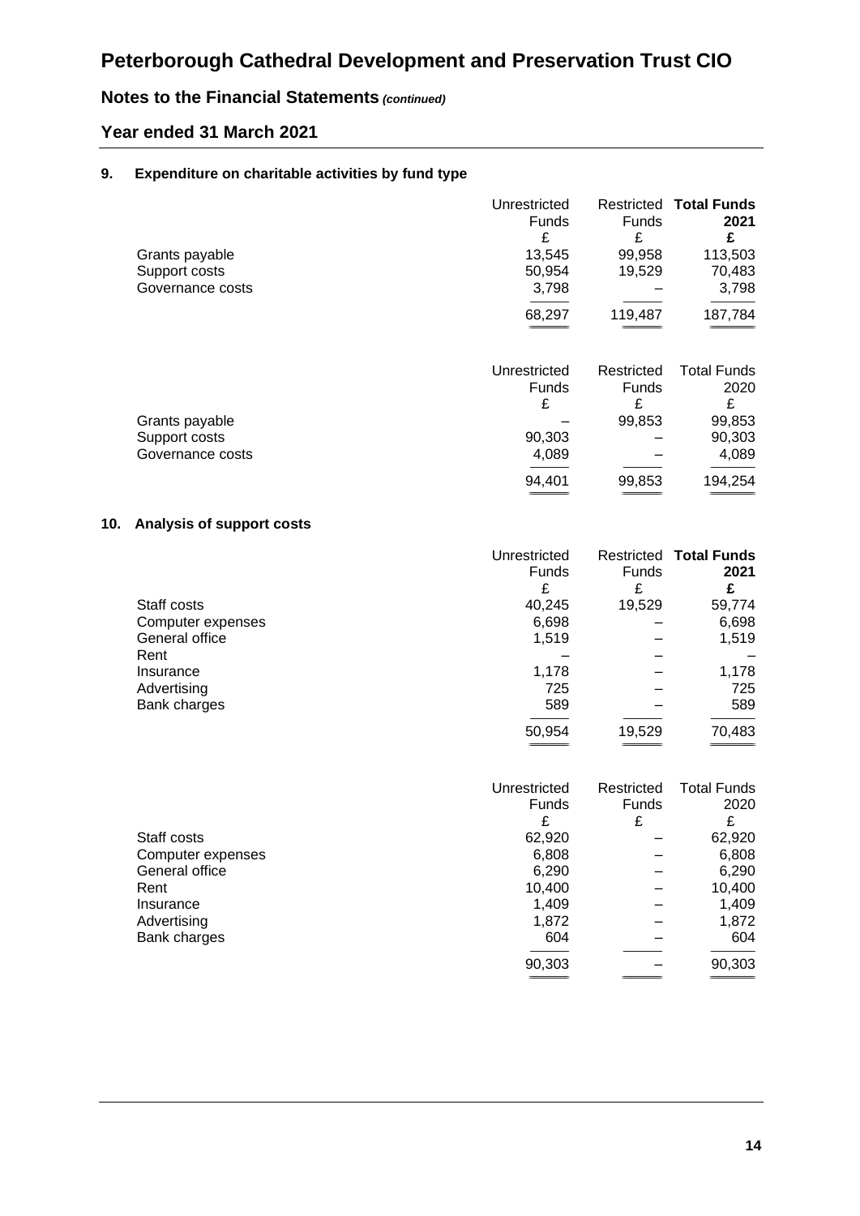# Peterborough Cathedral Development and Preservation Trust CIO

## Notes to the Financial Statements *(continued)*

## Year ended 31 March 2021

### 9. Expenditure on charitable activities by fund type

| | Unrestricted Funds £ | Restricted Funds £ | **Total Funds 2021 £** |
|---|---|---|---|
| Grants payable | 13,545 | 99,958 | 113,503 |
| Support costs | 50,954 | 19,529 | 70,483 |
| Governance costs | 3,798 | – | 3,798 |
| | 68,297 | 119,487 | 187,784 |

| | Unrestricted Funds £ | Restricted Funds £ | Total Funds 2020 £ |
|---|---|---|---|
| Grants payable | – | 99,853 | 99,853 |
| Support costs | 90,303 | – | 90,303 |
| Governance costs | 4,089 | – | 4,089 |
| | 94,401 | 99,853 | 194,254 |

### 10. Analysis of support costs

| | Unrestricted Funds £ | Restricted Funds £ | **Total Funds 2021 £** |
|---|---|---|---|
| Staff costs | 40,245 | 19,529 | 59,774 |
| Computer expenses | 6,698 | – | 6,698 |
| General office | 1,519 | – | 1,519 |
| Rent | – | – | – |
| Insurance | 1,178 | – | 1,178 |
| Advertising | 725 | – | 725 |
| Bank charges | 589 | – | 589 |
| | 50,954 | 19,529 | 70,483 |

| | Unrestricted Funds £ | Restricted Funds £ | Total Funds 2020 £ |
|---|---|---|---|
| Staff costs | 62,920 | – | 62,920 |
| Computer expenses | 6,808 | – | 6,808 |
| General office | 6,290 | – | 6,290 |
| Rent | 10,400 | – | 10,400 |
| Insurance | 1,409 | – | 1,409 |
| Advertising | 1,872 | – | 1,872 |
| Bank charges | 604 | – | 604 |
| | 90,303 | – | 90,303 |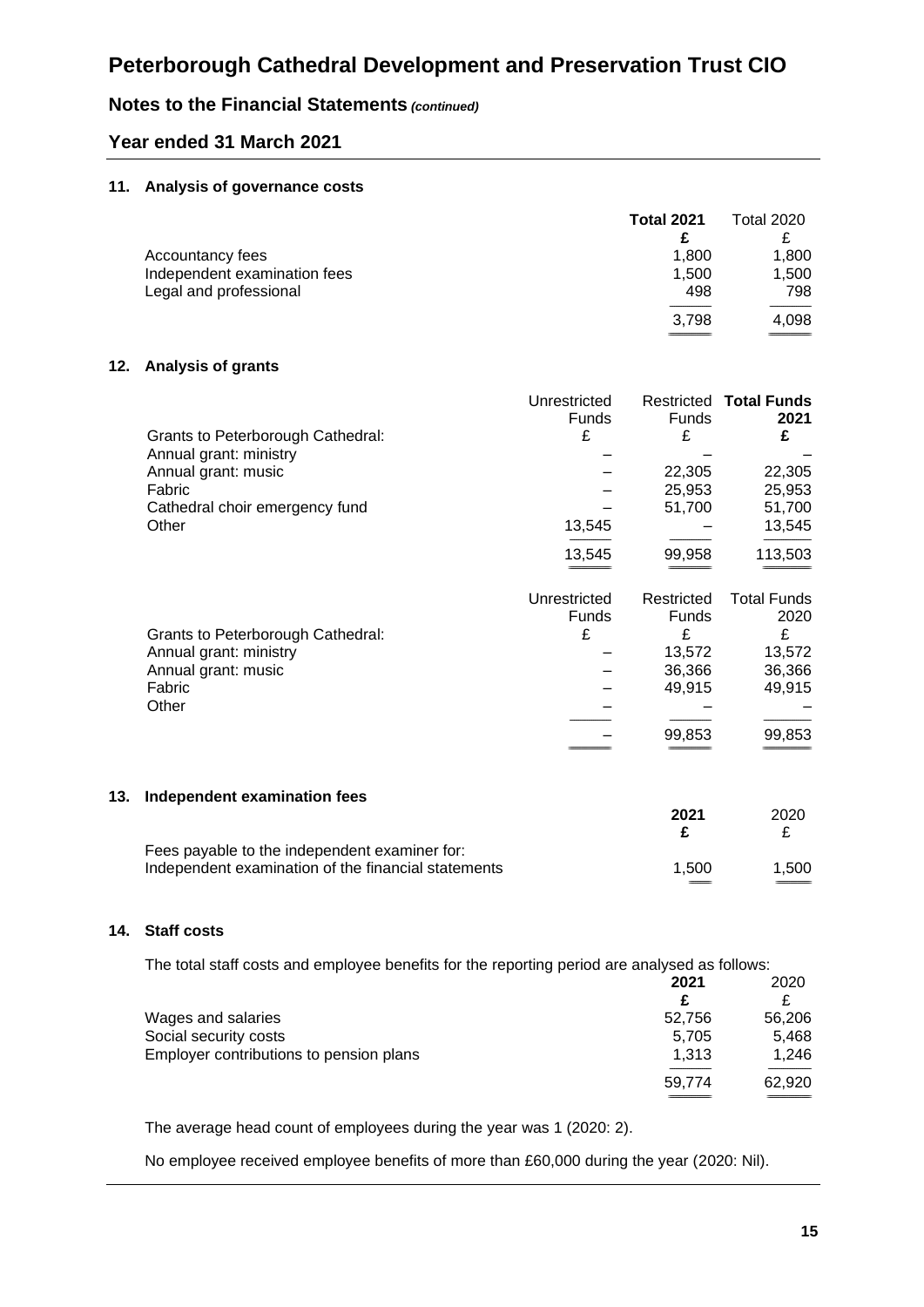# Peterborough Cathedral Development and Preservation Trust CIO

## Notes to the Financial Statements *(continued)*

## Year ended 31 March 2021

### 11. Analysis of governance costs

| | **Total 2021** | Total 2020 |
|---|---|---|
| | **£** | £ |
| Accountancy fees | 1,800 | 1,800 |
| Independent examination fees | 1,500 | 1,500 |
| Legal and professional | 498 | 798 |
| | 3,798 | 4,098 |

### 12. Analysis of grants

| | Unrestricted Funds | Restricted Funds | **Total Funds 2021** |
|---|---|---|---|
| Grants to Peterborough Cathedral: | £ | £ | **£** |
| Annual grant: ministry | – | – | – |
| Annual grant: music | – | 22,305 | 22,305 |
| Fabric | – | 25,953 | 25,953 |
| Cathedral choir emergency fund | – | 51,700 | 51,700 |
| Other | 13,545 | – | 13,545 |
| | 13,545 | 99,958 | 113,503 |

| | Unrestricted Funds | Restricted Funds | Total Funds 2020 |
|---|---|---|---|
| Grants to Peterborough Cathedral: | £ | £ | £ |
| Annual grant: ministry | – | 13,572 | 13,572 |
| Annual grant: music | – | 36,366 | 36,366 |
| Fabric | – | 49,915 | 49,915 |
| Other | – | – | – |
| | – | 99,853 | 99,853 |

### 13. Independent examination fees

| | **2021** | 2020 |
|---|---|---|
| | **£** | £ |
| Fees payable to the independent examiner for: | | |
| Independent examination of the financial statements | 1,500 | 1,500 |

### 14. Staff costs

The total staff costs and employee benefits for the reporting period are analysed as follows:

| | **2021** | 2020 |
|---|---|---|
| | **£** | £ |
| Wages and salaries | 52,756 | 56,206 |
| Social security costs | 5,705 | 5,468 |
| Employer contributions to pension plans | 1,313 | 1,246 |
| | 59,774 | 62,920 |

The average head count of employees during the year was 1 (2020: 2).

No employee received employee benefits of more than £60,000 during the year (2020: Nil).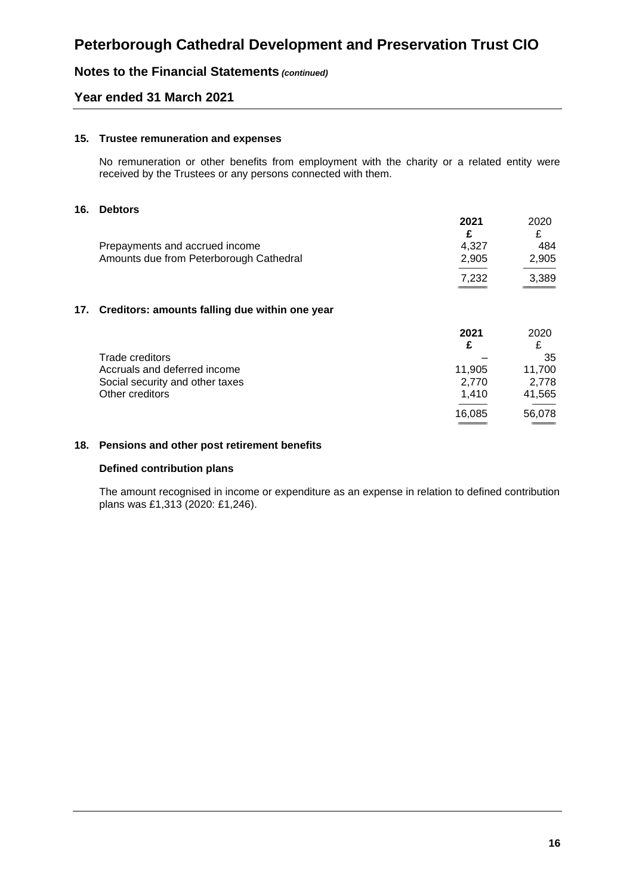# Peterborough Cathedral Development and Preservation Trust CIO

## Notes to the Financial Statements *(continued)*

## Year ended 31 March 2021

### 15. Trustee remuneration and expenses

No remuneration or other benefits from employment with the charity or a related entity were received by the Trustees or any persons connected with them.

### 16. Debtors

| | **2021** | 2020 |
|---|---|---|
| | **£** | £ |
| Prepayments and accrued income | 4,327 | 484 |
| Amounts due from Peterborough Cathedral | 2,905 | 2,905 |
| | 7,232 | 3,389 |

### 17. Creditors: amounts falling due within one year

| | **2021** | 2020 |
|---|---|---|
| | **£** | £ |
| Trade creditors | – | 35 |
| Accruals and deferred income | 11,905 | 11,700 |
| Social security and other taxes | 2,770 | 2,778 |
| Other creditors | 1,410 | 41,565 |
| | 16,085 | 56,078 |

### 18. Pensions and other post retirement benefits

**Defined contribution plans**

The amount recognised in income or expenditure as an expense in relation to defined contribution plans was £1,313 (2020: £1,246).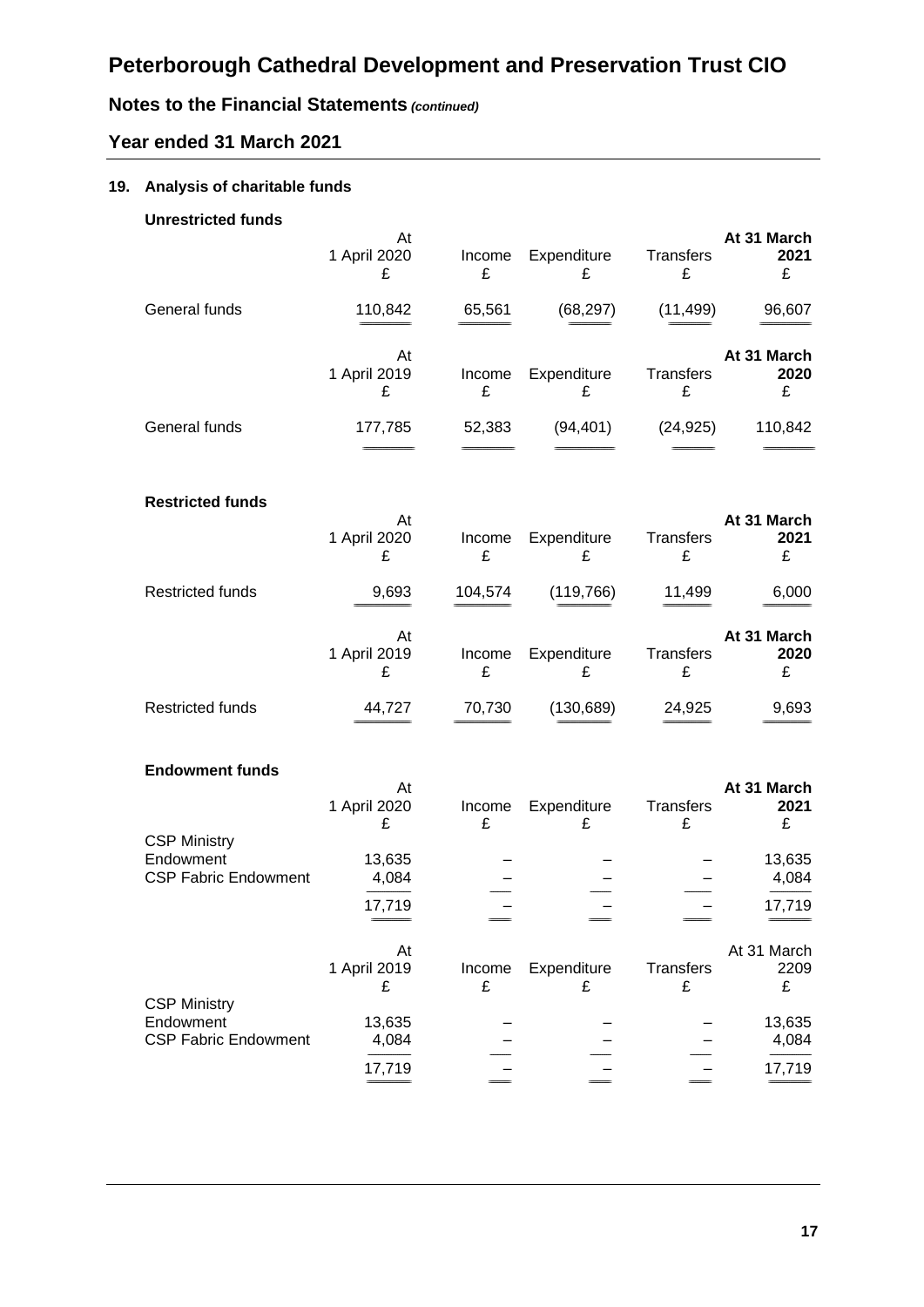# Peterborough Cathedral Development and Preservation Trust CIO

## Notes to the Financial Statements *(continued)*

## Year ended 31 March 2021

### 19. Analysis of charitable funds

#### Unrestricted funds

| | At 1 April 2020 £ | Income £ | Expenditure £ | Transfers £ | **At 31 March 2021** £ |
|---|---|---|---|---|---|
| General funds | 110,842 | 65,561 | (68,297) | (11,499) | 96,607 |

| | At 1 April 2019 £ | Income £ | Expenditure £ | Transfers £ | **At 31 March 2020** £ |
|---|---|---|---|---|---|
| General funds | 177,785 | 52,383 | (94,401) | (24,925) | 110,842 |

#### Restricted funds

| | At 1 April 2020 £ | Income £ | Expenditure £ | Transfers £ | **At 31 March 2021** £ |
|---|---|---|---|---|---|
| Restricted funds | 9,693 | 104,574 | (119,766) | 11,499 | 6,000 |

| | At 1 April 2019 £ | Income £ | Expenditure £ | Transfers £ | **At 31 March 2020** £ |
|---|---|---|---|---|---|
| Restricted funds | 44,727 | 70,730 | (130,689) | 24,925 | 9,693 |

#### Endowment funds

| | At 1 April 2020 £ | Income £ | Expenditure £ | Transfers £ | **At 31 March 2021** £ |
|---|---|---|---|---|---|
| CSP Ministry Endowment | 13,635 | – | – | – | 13,635 |
| CSP Fabric Endowment | 4,084 | – | – | – | 4,084 |
| | 17,719 | – | – | – | 17,719 |

| | At 1 April 2019 £ | Income £ | Expenditure £ | Transfers £ | At 31 March 2209 £ |
|---|---|---|---|---|---|
| CSP Ministry Endowment | 13,635 | – | – | – | 13,635 |
| CSP Fabric Endowment | 4,084 | – | – | – | 4,084 |
| | 17,719 | – | – | – | 17,719 |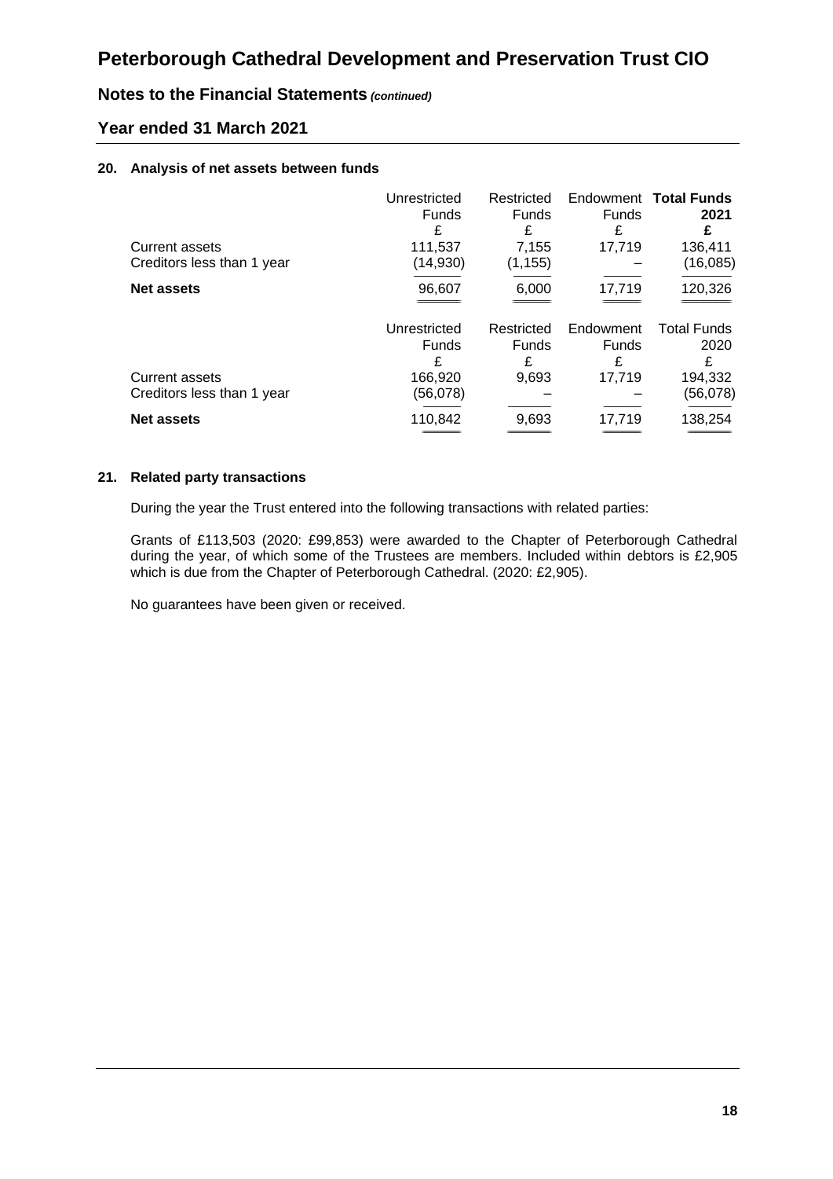# Peterborough Cathedral Development and Preservation Trust CIO

## Notes to the Financial Statements *(continued)*

## Year ended 31 March 2021

### 20. Analysis of net assets between funds

| | Unrestricted Funds | Restricted Funds | Endowment Funds | **Total Funds 2021** |
|---|---|---|---|---|
| | £ | £ | £ | **£** |
| Current assets | 111,537 | 7,155 | 17,719 | 136,411 |
| Creditors less than 1 year | (14,930) | (1,155) | – | (16,085) |
| **Net assets** | 96,607 | 6,000 | 17,719 | 120,326 |

| | Unrestricted Funds | Restricted Funds | Endowment Funds | Total Funds 2020 |
|---|---|---|---|---|
| | £ | £ | £ | £ |
| Current assets | 166,920 | 9,693 | 17,719 | 194,332 |
| Creditors less than 1 year | (56,078) | – | – | (56,078) |
| **Net assets** | 110,842 | 9,693 | 17,719 | 138,254 |

### 21. Related party transactions

During the year the Trust entered into the following transactions with related parties:

Grants of £113,503 (2020: £99,853) were awarded to the Chapter of Peterborough Cathedral during the year, of which some of the Trustees are members. Included within debtors is £2,905 which is due from the Chapter of Peterborough Cathedral. (2020: £2,905).

No guarantees have been given or received.